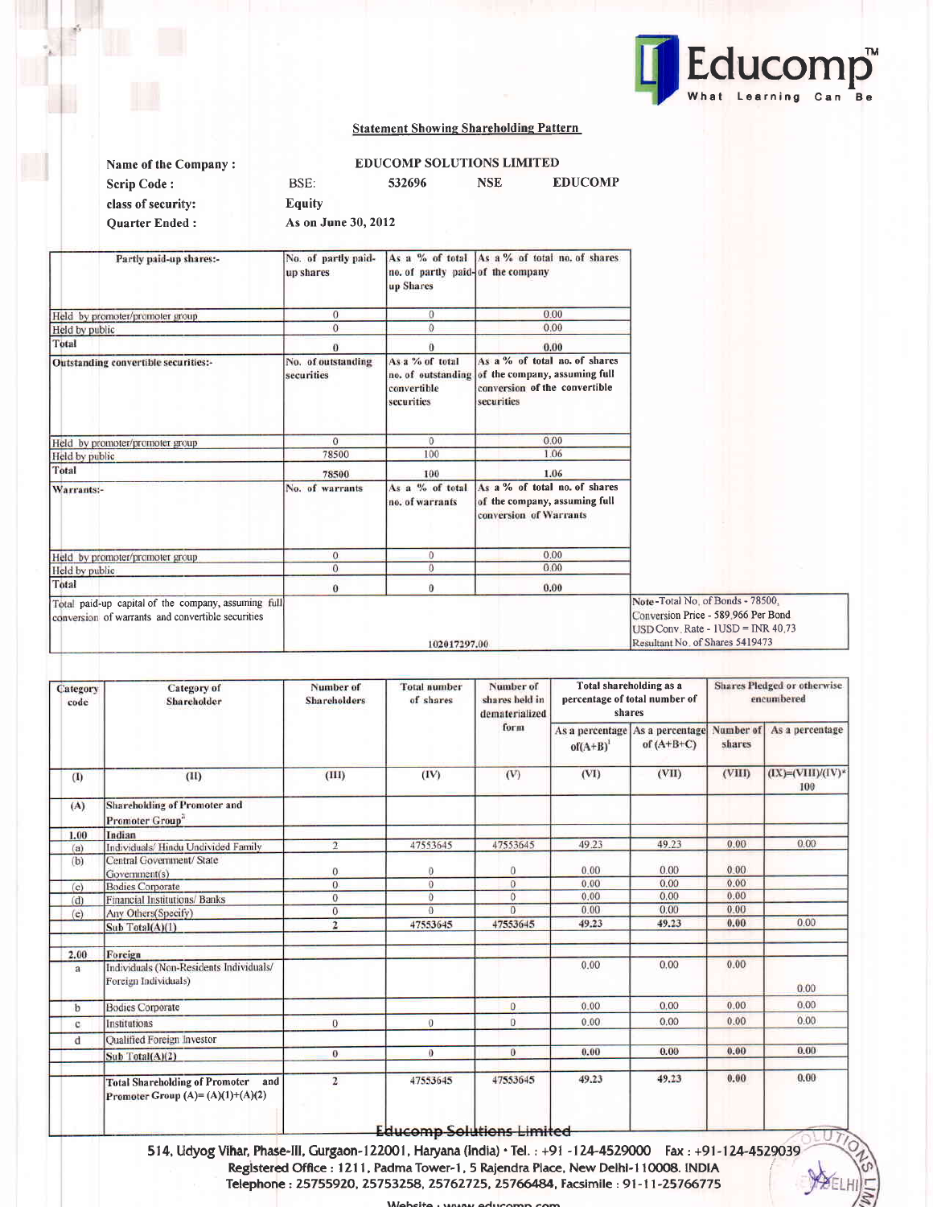## Statement Showing Shareholding Pattern

| | | | | |
|---|---|---|---|---|
| Name of the Company : | EDUCOMP SOLUTIONS LIMITED | | | |
| Scrip Code : | BSE: | 532696 | NSE | EDUCOMP |
| class of security: | Equity | | | |
| Quarter Ended : | As on June 30, 2012 | | | |

| Partly paid-up shares:- | No. of partly paid-up shares | As a % of total no. of partly paid-up Shares | As a % of total no. of shares of the company | |
|---|---|---|---|---|
| Held by promoter/promoter group | 0 | 0 | 0.00 | |
| Held by public | 0 | 0 | 0.00 | |
| Total | 0 | 0 | 0.00 | |
| Outstanding convertible securities:- | No. of outstanding securities | As a % of total no. of outstanding convertible securities | As a % of total no. of shares of the company, assuming full conversion of the convertible securities | |
| Held by promoter/promoter group | 0 | 0 | 0.00 | |
| Held by public | 78500 | 100 | 1.06 | |
| Total | 78500 | 100 | 1.06 | |
| Warrants:- | No. of warrants | As a % of total no. of warrants | As a % of total no. of shares of the company, assuming full conversion of Warrants | |
| Held by promoter/promoter group | 0 | 0 | 0.00 | |
| Held by public | 0 | 0 | 0.00 | |
| Total | 0 | 0 | 0.00 | |
| Total paid-up capital of the company, assuming full conversion of warrants and convertible securities | | 102017297.00 | | Note-Total No. of Bonds - 78500, Conversion Price - 589.966 Per Bond USD Conv. Rate - 1USD = INR 40.73 Resultant No. of Shares 5419473 |

| Category code | Category of Shareholder | Number of Shareholders | Total number of shares | Number of shares held in dematerialized form | Total shareholding as a percentage of total number of shares | | Shares Pledged or otherwise encumbered | |
|---|---|---|---|---|---|---|---|---|
| | | | | | As a percentage of(A+B)[1] | As a percentage of (A+B+C) | Number of shares | As a percentage |
| (I) | (II) | (III) | (IV) | (V) | (VI) | (VII) | (VIII) | (IX)=(VIII)/(IV)*100 |
| (A) | Shareholding of Promoter and Promoter Group[2] | | | | | | | |
| 1.00 | Indian | | | | | | | |
| (a) | Individuals/ Hindu Undivided Family | 2 | 47553645 | 47553645 | 49.23 | 49.23 | 0.00 | 0.00 |
| (b) | Central Government/ State Government(s) | 0 | 0 | 0 | 0.00 | 0.00 | 0.00 | |
| (c) | Bodies Corporate | 0 | 0 | 0 | 0.00 | 0.00 | 0.00 | |
| (d) | Financial Institutions/ Banks | 0 | 0 | 0 | 0.00 | 0.00 | 0.00 | |
| (e) | Any Others(Specify) | 0 | 0 | 0 | 0.00 | 0.00 | 0.00 | |
| | Sub Total(A)(1) | 2 | 47553645 | 47553645 | 49.23 | 49.23 | 0.00 | 0.00 |
| | | | | | | | | |
| 2.00 | Foreign | | | | | | | |
| a | Individuals (Non-Residents Individuals/ Foreign Individuals) | | | | 0.00 | 0.00 | 0.00 | 0.00 |
| b | Bodies Corporate | | | 0 | 0.00 | 0.00 | 0.00 | 0.00 |
| c | Institutions | 0 | 0 | 0 | 0.00 | 0.00 | 0.00 | 0.00 |
| d | Qualified Foreign Investor | | | | | | | |
| | Sub Total(A)(2) | 0 | 0 | 0 | 0.00 | 0.00 | 0.00 | 0.00 |
| | | | | | | | | |
| | Total Shareholding of Promoter and Promoter Group (A)= (A)(1)+(A)(2) | 2 | 47553645 | 47553645 | 49.23 | 49.23 | 0.00 | 0.00 |

**Educomp Solutions Limited**

514, Udyog Vihar, Phase-III, Gurgaon-122001, Haryana (India) • Tel. : +91 -124-4529000 Fax : +91-124-4529039
Registered Office : 1211, Padma Tower-1, 5 Rajendra Place, New Delhi-110008. INDIA
Telephone : 25755920, 25753258, 25762725, 25766484, Facsimile : 91-11-25766775
Website : www.educomp.com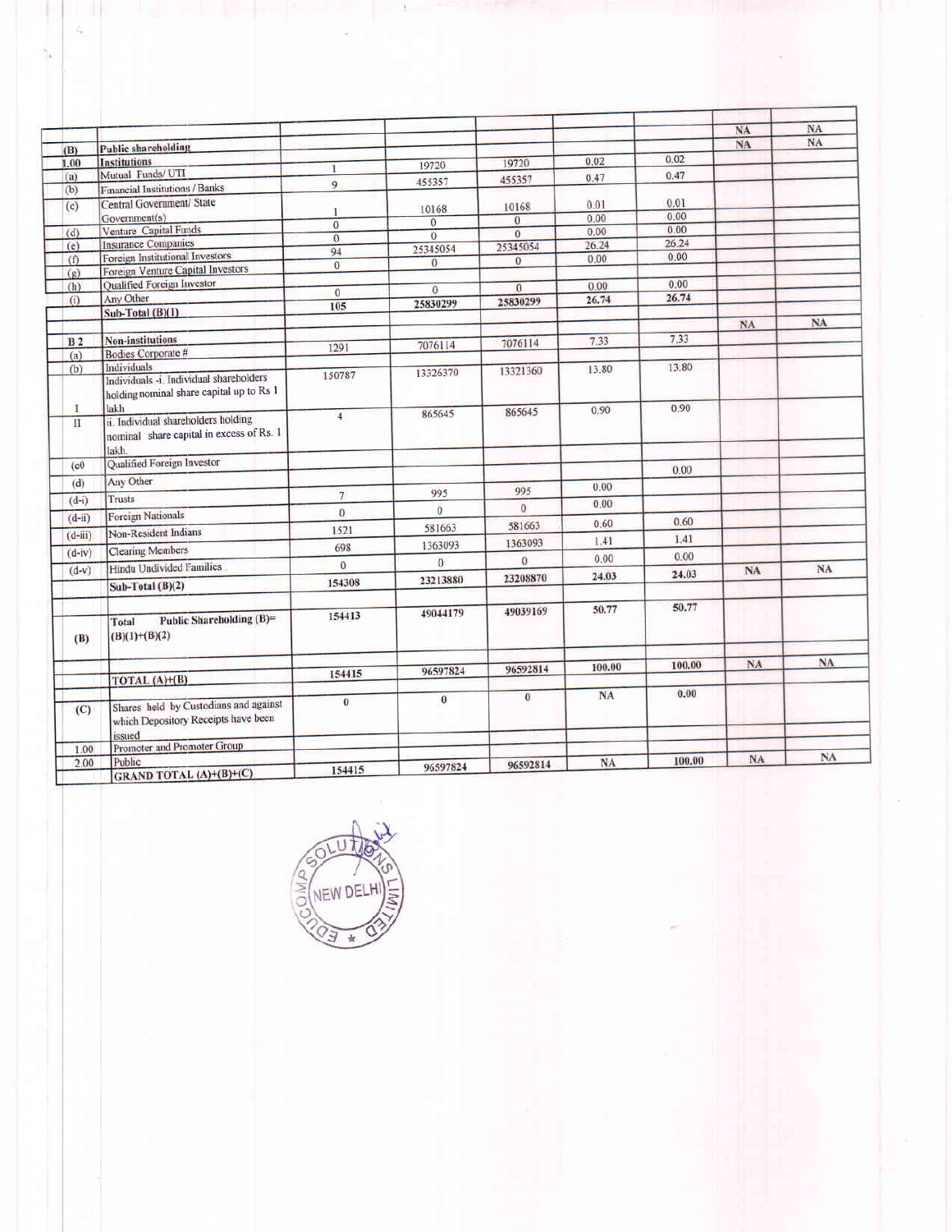| | | | | | | | | |
|---|---|---|---|---|---|---|---|---|
| | | | | | | | NA | NA |
| (B) | Public shareholding | | | | | | NA | NA |
| 1.00 | Institutions | | | | | | | |
| (a) | Mutual Funds/ UTI | 1 | 19720 | 19720 | 0.02 | 0.02 | | |
| (b) | Financial Institutions / Banks | 9 | 455357 | 455357 | 0.47 | 0.47 | | |
| (c) | Central Government/ State Government(s) | 1 | 10168 | 10168 | 0.01 | 0.01 | | |
| (d) | Venture Capital Funds | 0 | 0 | 0 | 0.00 | 0.00 | | |
| (e) | Insurance Companies | 0 | 0 | 0 | 0.00 | 0.00 | | |
| (f) | Foreign Institutional Investors | 94 | 25345054 | 25345054 | 26.24 | 26.24 | | |
| (g) | Foreign Venture Capital Investors | 0 | 0 | 0 | 0.00 | 0.00 | | |
| (h) | Qualified Foreign Investor | | | | | | | |
| (i) | Any Other | 0 | 0 | 0 | 0.00 | 0.00 | | |
| | Sub-Total (B)(1) | 105 | 25830299 | 25830299 | 26.74 | 26.74 | | |
| | | | | | | | NA | NA |
| B 2 | Non-institutions | | | | | | | |
| (a) | Bodies Corporate # | 1291 | 7076114 | 7076114 | 7.33 | 7.33 | | |
| (b) | Individuals | | | | | | | |
| I | Individuals -i. Individual shareholders holding nominal share capital up to Rs 1 lakh | 150787 | 13326370 | 13321360 | 13.80 | 13.80 | | |
| II | ii. Individual shareholders holding nominal share capital in excess of Rs. 1 lakh. | 4 | 865645 | 865645 | 0.90 | 0.90 | | |
| (c0 | Qualified Foreign Investor | | | | | | | |
| (d) | Any Other | | | | | 0.00 | | |
| (d-i) | Trusts | 7 | 995 | 995 | 0.00 | | | |
| (d-ii) | Foreign Nationals | 0 | 0 | 0 | 0.00 | | | |
| (d-iii) | Non-Resident Indians | 1521 | 581663 | 581663 | 0.60 | 0.60 | | |
| (d-iv) | Clearing Members | 698 | 1363093 | 1363093 | 1.41 | 1.41 | | |
| (d-v) | Hindu Undivided Families | 0 | 0 | 0 | 0.00 | 0.00 | | |
| | Sub-Total (B)(2) | 154308 | 23213880 | 23208870 | 24.03 | 24.03 | NA | NA |
| | | | | | | | | |
| (B) | Total Public Shareholding (B)= (B)(1)+(B)(2) | 154413 | 49044179 | 49039169 | 50.77 | 50.77 | | |
| | | | | | | | | |
| | TOTAL (A)+(B) | 154415 | 96597824 | 96592814 | 100.00 | 100.00 | NA | NA |
| | | | | | | | | |
| (C) | Shares held by Custodians and against which Depository Receipts have been issued | 0 | 0 | 0 | NA | 0.00 | | |
| 1.00 | Promoter and Promoter Group | | | | | | | |
| 2.00 | Public | | | | | | | |
| | GRAND TOTAL (A)+(B)+(C) | 154415 | 96597824 | 96592814 | NA | 100.00 | NA | NA |

EDUCOMP SOLUTIONS LIMITED NEW DELHI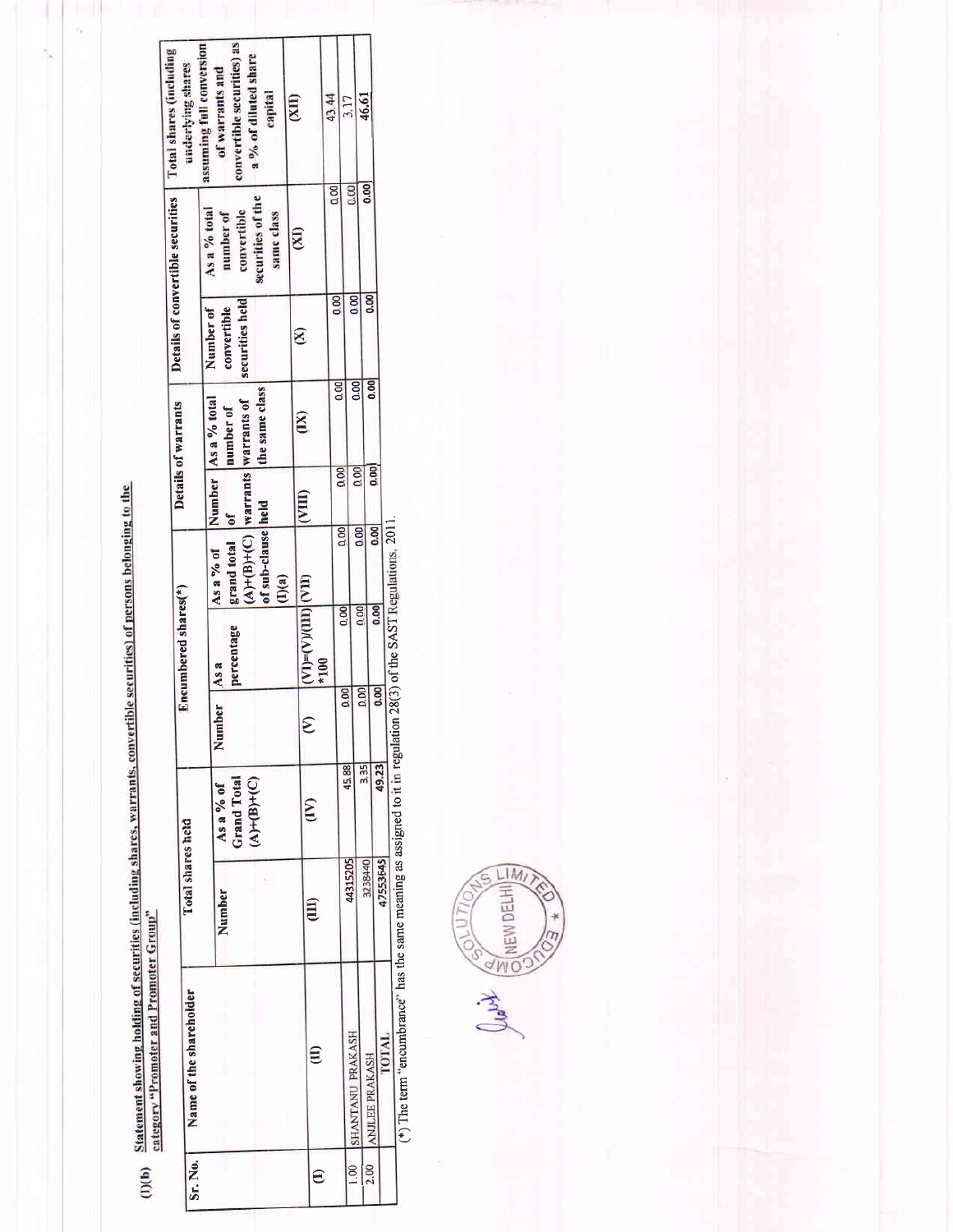(I)(b) **Statement showing holding of securities (including shares, warrants, convertible securities) of persons belonging to the category "Promoter and Promoter Group"**

| Sr. No. | Name of the shareholder | Total shares held | | Encumbered shares(*) | | | Details of warrants | | Details of convertible securities | | Total shares (including underlying shares assuming full conversion of warrants and convertible securities) as a % of diluted share capital |
|---|---|---|---|---|---|---|---|---|---|---|---|
| | | Number | As a % of Grand Total (A)+(B)+(C) | Number | As a percentage | As a % of grand total (A)+(B)+(C) of sub-clause (I)(a) | Number of warrants held | As a % total number of warrants of the same class | Number of convertible securities held | As a % total number of convertible securities of the same class | |
| (I) | (II) | (III) | (IV) | (V) | (VI)=(V)/(III)*100 | (VII) | (VIII) | (IX) | (X) | (XI) | (XII) |
| 1.00 | SHANTANU PRAKASH | 44315205 | 45.88 | 0.00 | 0.00 | 0.00 | 0.00 | 0.00 | 0.00 | 0.00 | 43.44 |
| 2.00 | ANJLEE PRAKASH | 3238440 | 3.35 | 0.00 | 0.00 | 0.00 | 0.00 | 0.00 | 0.00 | 0.00 | 3.17 |
| | TOTAL | 47553645 | 49.23 | 0.00 | 0.00 | 0.00 | 0.00 | 0.00 | 0.00 | 0.00 | 46.61 |

(*) The term "encumbrance" has the same meaning as assigned to it in regulation 28(3) of the SAST Regulations, 2011.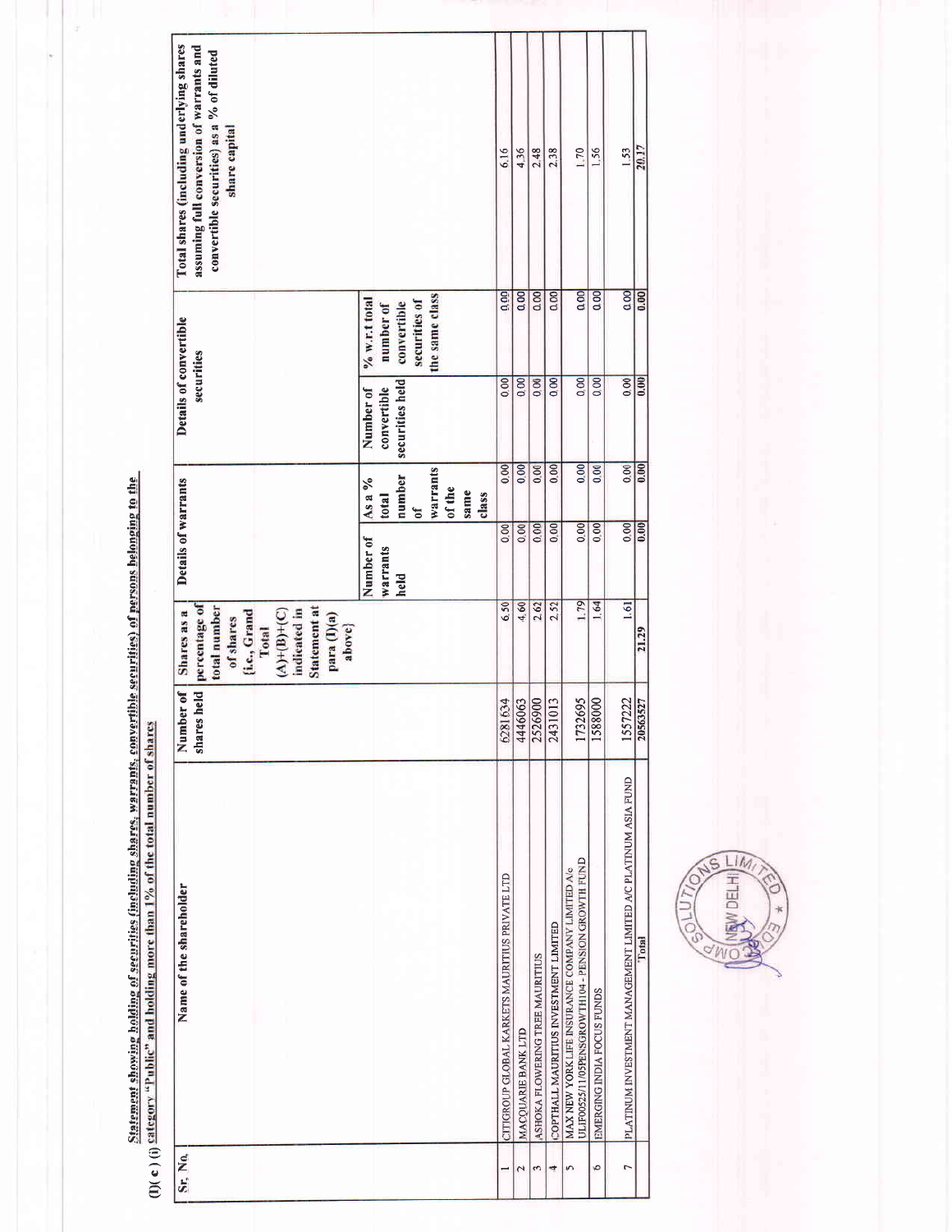**Statement showing holding of securities (including shares, warrants, convertible securities) of persons belonging to the**

**(I)( c ) (i) category "Public" and holding more than 1% of the total number of shares**

| Sr. No. | Name of the shareholder | Number of shares held | Shares as a percentage of total number of shares {i.e., Grand Total (A)+(B)+(C) indicated in Statement at para (I)(a) above} | Details of warrants | | Details of convertible securities | | Total shares (including underlying shares assuming full conversion of warrants and convertible securities) as a % of diluted share capital |
|---|---|---|---|---|---|---|---|---|
| | | | | Number of warrants held | As a % total number of warrants of the same class | Number of convertible securities held | % w.r.t total number of convertible securities of the same class | |
| 1 | CITIGROUP GLOBAL KARKETS MAURITIUS PRIVATE LTD | 6281634 | 6.50 | 0.00 | 0.00 | 0.00 | 0.00 | 6.16 |
| 2 | MACQUARIE BANK LTD | 4446063 | 4.60 | 0.00 | 0.00 | 0.00 | 0.00 | 4.36 |
| 3 | ASHOKA FLOWERING TREE MAURITIUS | 2526900 | 2.62 | 0.00 | 0.00 | 0.00 | 0.00 | 2.48 |
| 4 | COPTHALL MAURITIUS INVESTMENT LIMITED | 2431013 | 2.52 | 0.00 | 0.00 | 0.00 | 0.00 | 2.38 |
| 5 | MAX NEW YORK LIFE INSURANCE COMPANY LIMITED A/c ULIF00525/11/05PENSGROWTH104 - PENSION GROWTH FUND | 1732695 | 1.79 | 0.00 | 0.00 | 0.00 | 0.00 | 1.70 |
| 6 | EMERGING INDIA FOCUS FUNDS | 1588000 | 1.64 | 0.00 | 0.00 | 0.00 | 0.00 | 1.56 |
| 7 | PLATINUM INVESTMENT MANAGEMENT LIMITED A/C PLATINUM ASIA FUND | 1557222 | 1.61 | 0.00 | 0.00 | 0.00 | 0.00 | 1.53 |
| | Total | 20563527 | 21.29 | 0.00 | 0.00 | 0.00 | 0.00 | 20.17 |

EDSERV SOLUTIONS LIMITED NEW DELHI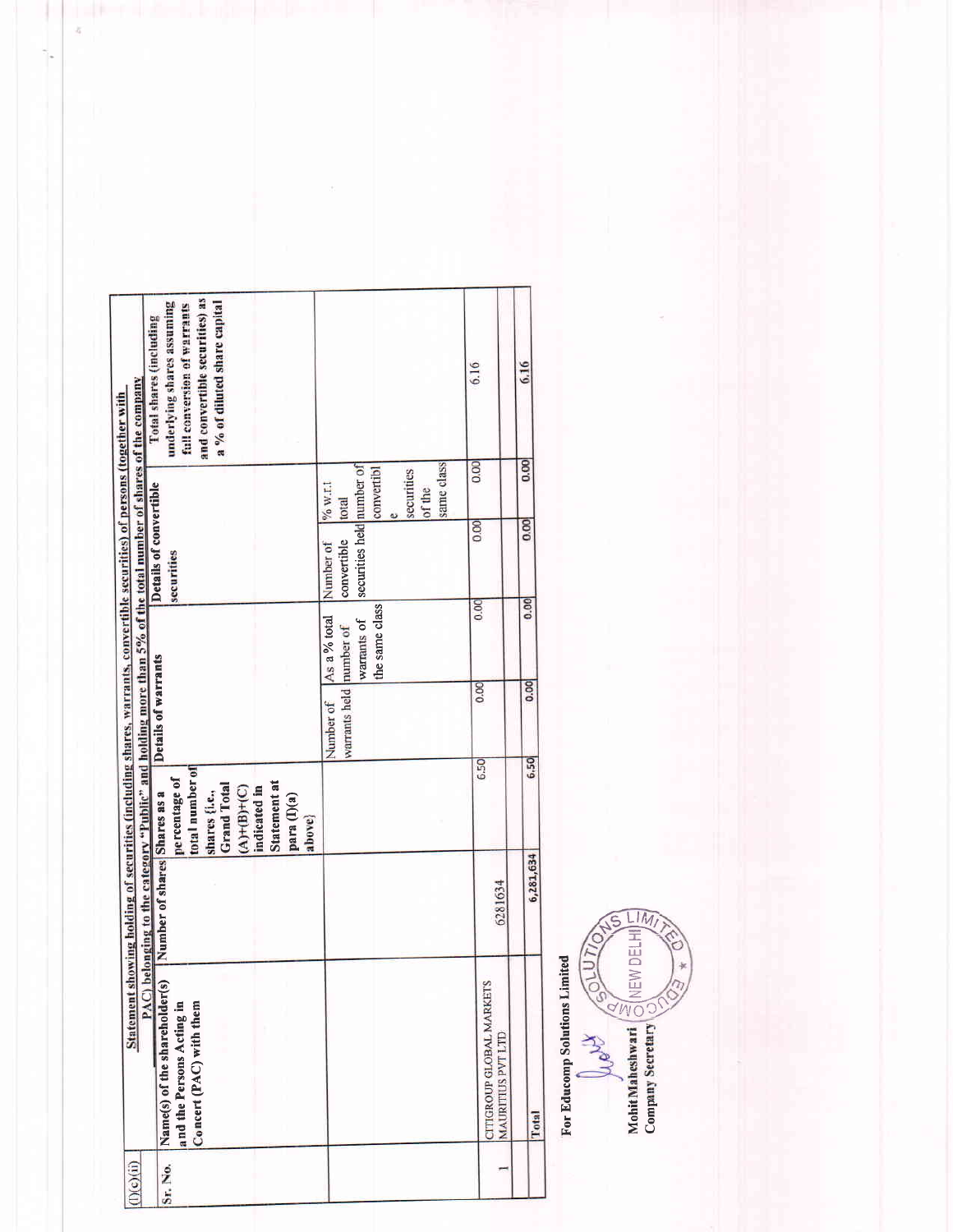(I)(c)(ii) **Statement showing holding of securities (including shares, warrants, convertible securities) of persons (together with PAC) belonging to the category "Public" and holding more than 5% of the total number of shares of the company**

| Sr. No. | Name(s) of the shareholder(s) and the Persons Acting in Concert (PAC) with them | Number of shares | Shares as a percentage of total number of shares {i.e., Grand Total (A)+(B)+(C) indicated in Statement at para (I)(a) above} | Details of warrants | | Details of convertible securities | | Total shares (including underlying shares assuming full conversion of warrants and convertible securities) as a % of diluted share capital |
|---|---|---|---|---|---|---|---|---|
| | | | | Number of warrants held | As a % total number of warrants of the same class | Number of convertible securities held | % w.r.t total number of convertible securities of the same class | |
| 1 | CITIGROUP GLOBAL MARKETS MAURITIUS PVT LTD | 6281634 | 6.50 | 0.00 | 0.00 | 0.00 | 0.00 | 6.16 |
| | | | | | | | | |
| Total | | 6,281,634 | 6.50 | 0.00 | 0.00 | 0.00 | 0.00 | 6.16 |

**For Educomp Solutions Limited**

**Mohit Maheshwari**
**Company Secretary**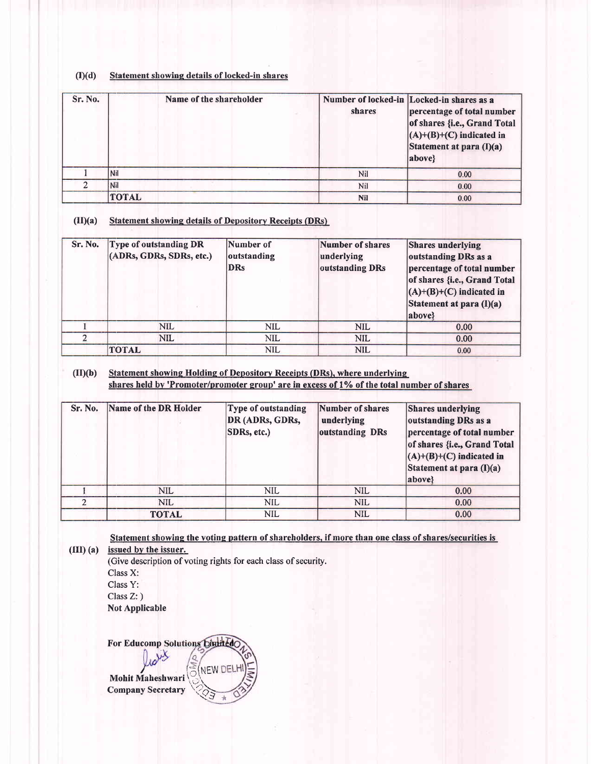**(I)(d) Statement showing details of locked-in shares**

| Sr. No. | Name of the shareholder | Number of locked-in shares | Locked-in shares as a percentage of total number of shares {i.e., Grand Total (A)+(B)+(C) indicated in Statement at para (I)(a) above} |
|---|---|---|---|
| 1 | Nil | Nil | 0.00 |
| 2 | Nil | Nil | 0.00 |
| | **TOTAL** | **Nil** | 0.00 |

**(II)(a) Statement showing details of Depository Receipts (DRs)**

| Sr. No. | Type of outstanding DR (ADRs, GDRs, SDRs, etc.) | Number of outstanding DRs | Number of shares underlying outstanding DRs | Shares underlying outstanding DRs as a percentage of total number of shares {i.e., Grand Total (A)+(B)+(C) indicated in Statement at para (I)(a) above} |
|---|---|---|---|---|
| 1 | NIL | NIL | NIL | 0.00 |
| 2 | NIL | NIL | NIL | 0.00 |
| | **TOTAL** | NIL | NIL | 0.00 |

**(II)(b) Statement showing Holding of Depository Receipts (DRs), where underlying shares held by 'Promoter/promoter group' are in excess of 1% of the total number of shares**

| Sr. No. | Name of the DR Holder | Type of outstanding DR (ADRs, GDRs, SDRs, etc.) | Number of shares underlying outstanding DRs | Shares underlying outstanding DRs as a percentage of total number of shares {i.e., Grand Total (A)+(B)+(C) indicated in Statement at para (I)(a) above} |
|---|---|---|---|---|
| 1 | NIL | NIL | NIL | 0.00 |
| 2 | NIL | NIL | NIL | 0.00 |
| | **TOTAL** | NIL | NIL | 0.00 |

**(III) (a) Statement showing the voting pattern of shareholders, if more than one class of shares/securities is issued by the issuer.**

(Give description of voting rights for each class of security.
Class X:
Class Y:
Class Z: )
**Not Applicable**

**For Educomp Solutions Limited**

**Mohit Maheshwari**
**Company Secretary**